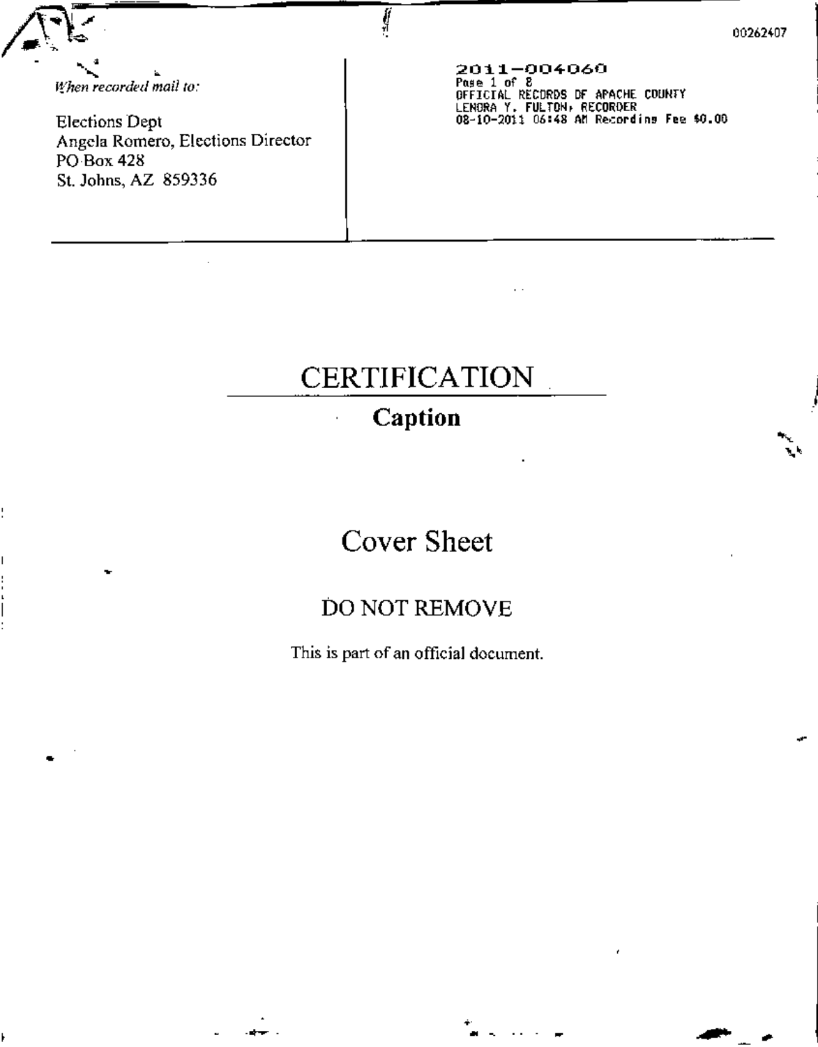00262407

*When recorded mail to:*

Elections Dept
Angela Romero, Elections Director
PO Box 428
St. Johns, AZ 859336

2011-004060
Page 1 of 8
OFFICIAL RECORDS OF APACHE COUNTY
LENORA Y. FULTON, RECORDER
08-10-2011 06:48 AM Recording Fee $0.00

# CERTIFICATION

## Caption

# Cover Sheet

## DO NOT REMOVE

This is part of an official document.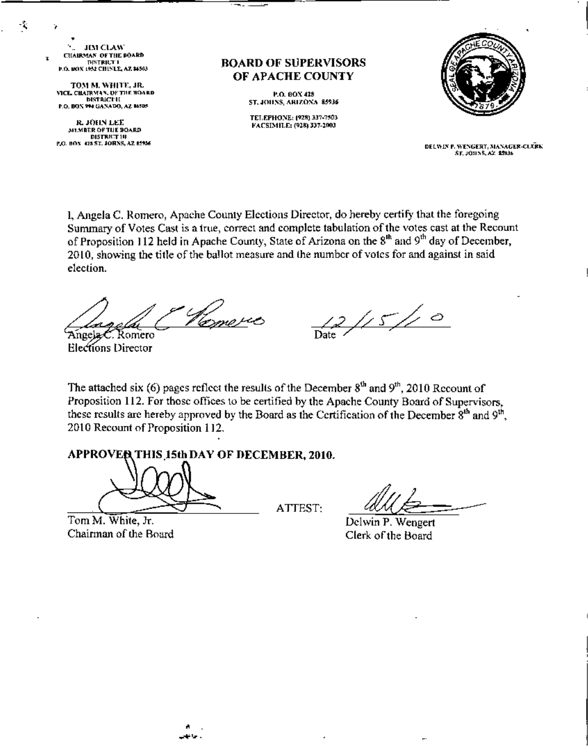JIM CLAW
CHAIRMAN OF THE BOARD
DISTRICT I
P.O. BOX 1952 CHINLE, AZ 86503

TOM M. WHITE, JR.
VICE CHAIRMAN, OF THE BOARD
DISTRICT II
P.O. BOX 994 GANADO, AZ 86505

R. JOHN LEE
MEMBER OF THE BOARD
DISTRICT III
P.O. BOX 428 ST. JOHNS, AZ 85936

**BOARD OF SUPERVISORS**
**OF APACHE COUNTY**

P.O. BOX 428
ST. JOHNS, ARIZONA 85936

TELEPHONE: (928) 337-7503
FACSIMILE: (928) 337-2003

SEAL OF APACHE COUNTY ARIZONA 1879

DELWIN P. WENGERT, MANAGER-CLERK
ST. JOHNS, AZ 85936

I, Angela C. Romero, Apache County Elections Director, do hereby certify that the foregoing Summary of Votes Cast is a true, correct and complete tabulation of the votes cast at the Recount of Proposition 112 held in Apache County, State of Arizona on the 8th and 9th day of December, 2010, showing the title of the ballot measure and the number of votes for and against in said election.

Angela C. Romero
Elections Director

12/15/10
Date

The attached six (6) pages reflect the results of the December 8th and 9th, 2010 Recount of Proposition 112. For those offices to be certified by the Apache County Board of Supervisors, these results are hereby approved by the Board as the Certification of the December 8th and 9th, 2010 Recount of Proposition 112.

**APPROVED THIS 15th DAY OF DECEMBER, 2010.**

Tom M. White, Jr.
Chairman of the Board

ATTEST:

Delwin P. Wengert
Clerk of the Board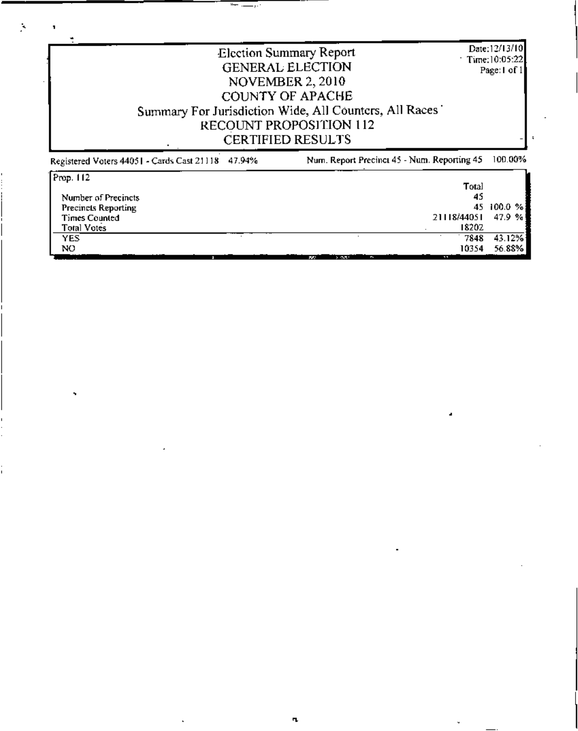# Election Summary Report
## GENERAL ELECTION
## NOVEMBER 2, 2010
## COUNTY OF APACHE
## Summary For Jurisdiction Wide, All Counters, All Races
## RECOUNT PROPOSITION 112
## CERTIFIED RESULTS

Date:12/13/10
Time:10:05:22
Page:1 of 1

Registered Voters 44051 - Cards Cast 21118 47.94% | Num. Report Precinct 45 - Num. Reporting 45 100.00%

| Prop. 112 | Total | |
|---|---|---|
| Number of Precincts | 45 | |
| Precincts Reporting | 45 | 100.0 % |
| Times Counted | 21118/44051 | 47.9 % |
| Total Votes | 18202 | |
| YES | 7848 | 43.12% |
| NO | 10354 | 56.88% |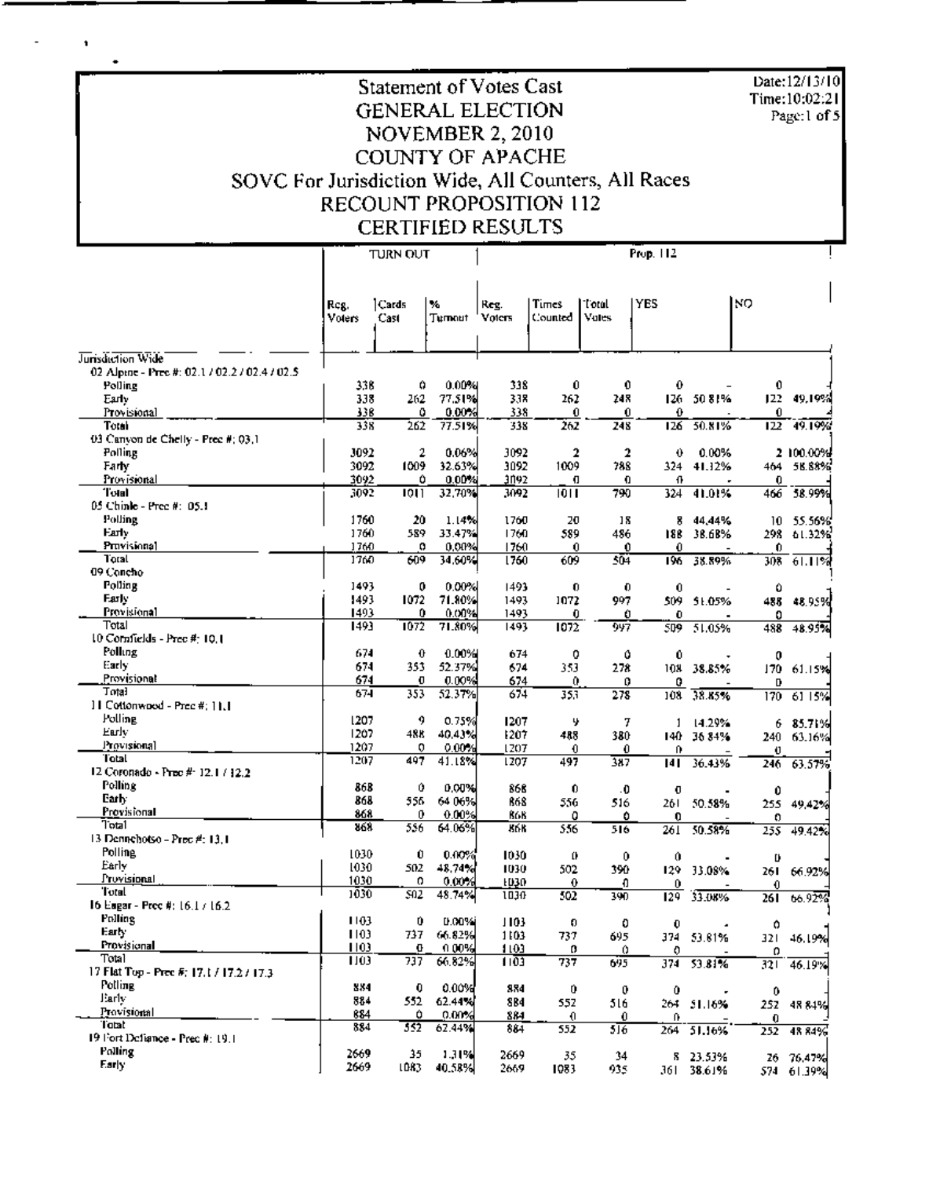# Statement of Votes Cast
## GENERAL ELECTION
## NOVEMBER 2, 2010
## COUNTY OF APACHE
## SOVC For Jurisdiction Wide, All Counters, All Races
## RECOUNT PROPOSITION 112
## CERTIFIED RESULTS

Date:12/13/10
Time:10:02:21
Page:1 of 5

| | TURN OUT | | | Prop. 112 | | | | | | |
|---|---|---|---|---|---|---|---|---|---|---|
| | Reg. Voters | Cards Cast | % Turnout | Reg. Voters | Times Counted | Total Votes | YES | | NO | |
| **Jurisdiction Wide** | | | | | | | | | | |
| 02 Alpine - Prec #: 02.1 / 02.2 / 02.4 / 02.5 | | | | | | | | | | |
| Polling | 338 | 0 | 0.00% | 338 | 0 | 0 | 0 | - | 0 | |
| Early | 338 | 262 | 77.51% | 338 | 262 | 248 | 126 | 50.81% | 122 | 49.19% |
| Provisional | 338 | 0 | 0.00% | 338 | 0 | 0 | 0 | - | 0 | |
| Total | 338 | 262 | 77.51% | 338 | 262 | 248 | 126 | 50.81% | 122 | 49.19% |
| 03 Canyon de Chelly - Prec #: 03.1 | | | | | | | | | | |
| Polling | 3092 | 2 | 0.06% | 3092 | 2 | 2 | 0 | 0.00% | 2 | 100.00% |
| Early | 3092 | 1009 | 32.63% | 3092 | 1009 | 788 | 324 | 41.12% | 464 | 58.88% |
| Provisional | 3092 | 0 | 0.00% | 3092 | 0 | 0 | 0 | - | 0 | |
| Total | 3092 | 1011 | 32.70% | 3092 | 1011 | 790 | 324 | 41.01% | 466 | 58.99% |
| 05 Chinle - Prec #: 05.1 | | | | | | | | | | |
| Polling | 1760 | 20 | 1.14% | 1760 | 20 | 18 | 8 | 44.44% | 10 | 55.56% |
| Early | 1760 | 589 | 33.47% | 1760 | 589 | 486 | 188 | 38.68% | 298 | 61.32% |
| Provisional | 1760 | 0 | 0.00% | 1760 | 0 | 0 | 0 | - | 0 | |
| Total | 1760 | 609 | 34.60% | 1760 | 609 | 504 | 196 | 38.89% | 308 | 61.11% |
| 09 Concho | | | | | | | | | | |
| Polling | 1493 | 0 | 0.00% | 1493 | 0 | 0 | 0 | - | 0 | |
| Early | 1493 | 1072 | 71.80% | 1493 | 1072 | 997 | 509 | 51.05% | 488 | 48.95% |
| Provisional | 1493 | 0 | 0.00% | 1493 | 0 | 0 | 0 | - | 0 | |
| Total | 1493 | 1072 | 71.80% | 1493 | 1072 | 997 | 509 | 51.05% | 488 | 48.95% |
| 10 Cornfields - Prec #: 10.1 | | | | | | | | | | |
| Polling | 674 | 0 | 0.00% | 674 | 0 | 0 | 0 | - | 0 | |
| Early | 674 | 353 | 52.37% | 674 | 353 | 278 | 108 | 38.85% | 170 | 61.15% |
| Provisional | 674 | 0 | 0.00% | 674 | 0 | 0 | 0 | - | 0 | |
| Total | 674 | 353 | 52.37% | 674 | 353 | 278 | 108 | 38.85% | 170 | 61.15% |
| 11 Cottonwood - Prec #: 11.1 | | | | | | | | | | |
| Polling | 1207 | 9 | 0.75% | 1207 | 9 | 7 | 1 | 14.29% | 6 | 85.71% |
| Early | 1207 | 488 | 40.43% | 1207 | 488 | 380 | 140 | 36.84% | 240 | 63.16% |
| Provisional | 1207 | 0 | 0.00% | 1207 | 0 | 0 | 0 | - | 0 | |
| Total | 1207 | 497 | 41.18% | 1207 | 497 | 387 | 141 | 36.43% | 246 | 63.57% |
| 12 Coronado - Prec #: 12.1 / 12.2 | | | | | | | | | | |
| Polling | 868 | 0 | 0.00% | 868 | 0 | 0 | 0 | - | 0 | |
| Early | 868 | 556 | 64.06% | 868 | 556 | 516 | 261 | 50.58% | 255 | 49.42% |
| Provisional | 868 | 0 | 0.00% | 868 | 0 | 0 | 0 | - | 0 | |
| Total | 868 | 556 | 64.06% | 868 | 556 | 516 | 261 | 50.58% | 255 | 49.42% |
| 13 Dennehotso - Prec #: 13.1 | | | | | | | | | | |
| Polling | 1030 | 0 | 0.00% | 1030 | 0 | 0 | 0 | - | 0 | |
| Early | 1030 | 502 | 48.74% | 1030 | 502 | 390 | 129 | 33.08% | 261 | 66.92% |
| Provisional | 1030 | 0 | 0.00% | 1030 | 0 | 0 | 0 | - | 0 | |
| Total | 1030 | 502 | 48.74% | 1030 | 502 | 390 | 129 | 33.08% | 261 | 66.92% |
| 16 Eagar - Prec #: 16.1 / 16.2 | | | | | | | | | | |
| Polling | 1103 | 0 | 0.00% | 1103 | 0 | 0 | 0 | - | 0 | |
| Early | 1103 | 737 | 66.82% | 1103 | 737 | 695 | 374 | 53.81% | 321 | 46.19% |
| Provisional | 1103 | 0 | 0.00% | 1103 | 0 | 0 | 0 | - | 0 | |
| Total | 1103 | 737 | 66.82% | 1103 | 737 | 695 | 374 | 53.81% | 321 | 46.19% |
| 17 Flat Top - Prec #: 17.1 / 17.2 / 17.3 | | | | | | | | | | |
| Polling | 884 | 0 | 0.00% | 884 | 0 | 0 | 0 | - | 0 | |
| Early | 884 | 552 | 62.44% | 884 | 552 | 516 | 264 | 51.16% | 252 | 48.84% |
| Provisional | 884 | 0 | 0.00% | 884 | 0 | 0 | 0 | - | 0 | |
| Total | 884 | 552 | 62.44% | 884 | 552 | 516 | 264 | 51.16% | 252 | 48.84% |
| 19 Fort Defiance - Prec #: 19.1 | | | | | | | | | | |
| Polling | 2669 | 35 | 1.31% | 2669 | 35 | 34 | 8 | 23.53% | 26 | 76.47% |
| Early | 2669 | 1083 | 40.58% | 2669 | 1083 | 935 | 361 | 38.61% | 574 | 61.39% |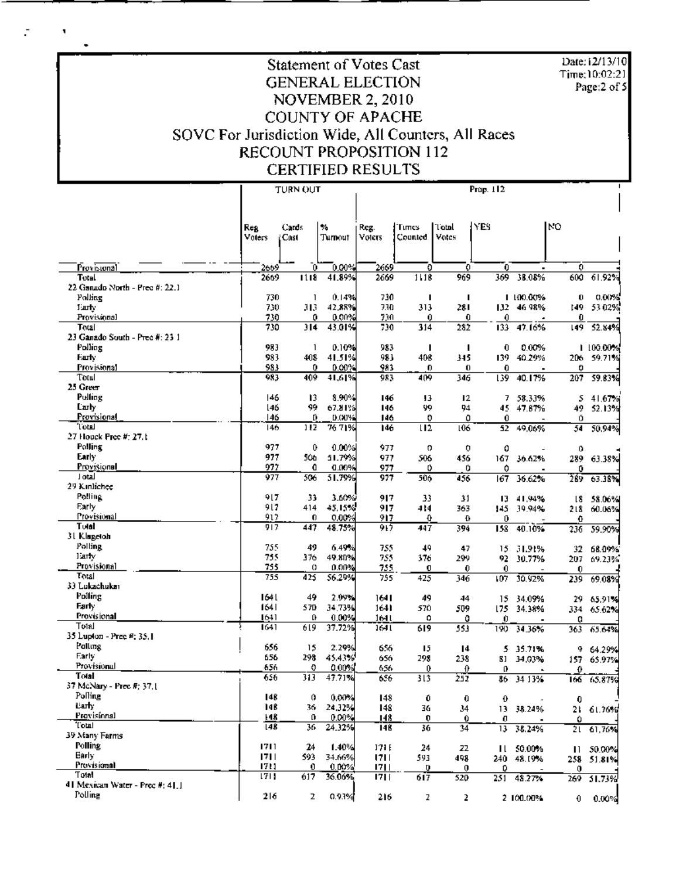# Statement of Votes Cast
## GENERAL ELECTION
## NOVEMBER 2, 2010
## COUNTY OF APACHE
## SOVC For Jurisdiction Wide, All Counters, All Races
## RECOUNT PROPOSITION 112
## CERTIFIED RESULTS

Date: 12/13/10
Time: 10:02:21

| | TURN OUT | | | Prop. 112 | | | | | | |
|---|---|---|---|---|---|---|---|---|---|---|
| | Reg Voters | Cards Cast | % Turnout | Reg. Voters | Times Counted | Total Votes | YES | | NO | |
| Provisional | 2669 | 0 | 0.00% | 2669 | 0 | 0 | 0 | - | 0 | |
| Total | 2669 | 1118 | 41.89% | 2669 | 1118 | 969 | 369 | 38.08% | 600 | 61.92% |
| **22 Ganado North - Prec #: 22.1** | | | | | | | | | | |
| Polling | 730 | 1 | 0.14% | 730 | 1 | 1 | 1 | 100.00% | 0 | 0.00% |
| Early | 730 | 313 | 42.88% | 730 | 313 | 281 | 132 | 46.98% | 149 | 53.02% |
| Provisional | 730 | 0 | 0.00% | 730 | 0 | 0 | 0 | - | 0 | |
| Total | 730 | 314 | 43.01% | 730 | 314 | 282 | 133 | 47.16% | 149 | 52.84% |
| **23 Ganado South - Prec #: 23.1** | | | | | | | | | | |
| Polling | 983 | 1 | 0.10% | 983 | 1 | 1 | 0 | 0.00% | 1 | 100.00% |
| Early | 983 | 408 | 41.51% | 983 | 408 | 345 | 139 | 40.29% | 206 | 59.71% |
| Provisional | 983 | 0 | 0.00% | 983 | 0 | 0 | 0 | - | 0 | |
| Total | 983 | 409 | 41.61% | 983 | 409 | 346 | 139 | 40.17% | 207 | 59.83% |
| **25 Greer** | | | | | | | | | | |
| Polling | 146 | 13 | 8.90% | 146 | 13 | 12 | 7 | 58.33% | 5 | 41.67% |
| Early | 146 | 99 | 67.81% | 146 | 99 | 94 | 45 | 47.87% | 49 | 52.13% |
| Provisional | 146 | 0 | 0.00% | 146 | 0 | 0 | 0 | - | 0 | |
| Total | 146 | 112 | 76.71% | 146 | 112 | 106 | 52 | 49.06% | 54 | 50.94% |
| **27 Houck Prec #: 27.1** | | | | | | | | | | |
| Polling | 977 | 0 | 0.00% | 977 | 0 | 0 | 0 | - | 0 | - |
| Early | 977 | 506 | 51.79% | 977 | 506 | 456 | 167 | 36.62% | 289 | 63.38% |
| Provisional | 977 | 0 | 0.00% | 977 | 0 | 0 | 0 | - | 0 | |
| Total | 977 | 506 | 51.79% | 977 | 506 | 456 | 167 | 36.62% | 289 | 63.38% |
| **29 Kinlichee** | | | | | | | | | | |
| Polling | 917 | 33 | 3.60% | 917 | 33 | 31 | 13 | 41.94% | 18 | 58.06% |
| Early | 917 | 414 | 45.15% | 917 | 414 | 363 | 145 | 39.94% | 218 | 60.06% |
| Provisional | 917 | 0 | 0.00% | 917 | 0 | 0 | 0 | - | 0 | |
| Total | 917 | 447 | 48.75% | 917 | 447 | 394 | 158 | 40.10% | 236 | 59.90% |
| **31 Klagetoh** | | | | | | | | | | |
| Polling | 755 | 49 | 6.49% | 755 | 49 | 47 | 15 | 31.91% | 32 | 68.09% |
| Early | 755 | 376 | 49.80% | 755 | 376 | 299 | 92 | 30.77% | 207 | 69.23% |
| Provisional | 755 | 0 | 0.00% | 755 | 0 | 0 | 0 | - | 0 | |
| Total | 755 | 425 | 56.29% | 755 | 425 | 346 | 107 | 30.92% | 239 | 69.08% |
| **33 Lukachukai** | | | | | | | | | | |
| Polling | 1641 | 49 | 2.99% | 1641 | 49 | 44 | 15 | 34.09% | 29 | 65.91% |
| Early | 1641 | 570 | 34.73% | 1641 | 570 | 509 | 175 | 34.38% | 334 | 65.62% |
| Provisional | 1641 | 0 | 0.00% | 1641 | 0 | 0 | 0 | - | 0 | |
| Total | 1641 | 619 | 37.72% | 1641 | 619 | 553 | 190 | 34.36% | 363 | 65.64% |
| **35 Lupton - Prec #: 35.1** | | | | | | | | | | |
| Polling | 656 | 15 | 2.29% | 656 | 15 | 14 | 5 | 35.71% | 9 | 64.29% |
| Early | 656 | 298 | 45.43% | 656 | 298 | 238 | 81 | 34.03% | 157 | 65.97% |
| Provisional | 656 | 0 | 0.00% | 656 | 0 | 0 | 0 | - | 0 | |
| Total | 656 | 313 | 47.71% | 656 | 313 | 252 | 86 | 34.13% | 166 | 65.87% |
| **37 McNary - Prec #: 37.1** | | | | | | | | | | |
| Polling | 148 | 0 | 0.00% | 148 | 0 | 0 | 0 | - | 0 | |
| Early | 148 | 36 | 24.32% | 148 | 36 | 34 | 13 | 38.24% | 21 | 61.76% |
| Provisional | 148 | 0 | 0.00% | 148 | 0 | 0 | 0 | - | 0 | |
| Total | 148 | 36 | 24.32% | 148 | 36 | 34 | 13 | 38.24% | 21 | 61.76% |
| **39 Many Farms** | | | | | | | | | | |
| Polling | 1711 | 24 | 1.40% | 1711 | 24 | 22 | 11 | 50.00% | 11 | 50.00% |
| Early | 1711 | 593 | 34.66% | 1711 | 593 | 498 | 240 | 48.19% | 258 | 51.81% |
| Provisional | 1711 | 0 | 0.00% | 1711 | 0 | 0 | 0 | - | 0 | |
| Total | 1711 | 617 | 36.06% | 1711 | 617 | 520 | 251 | 48.27% | 269 | 51.73% |
| **41 Mexican Water - Prec #: 41.1** | | | | | | | | | | |
| Polling | 216 | 2 | 0.93% | 216 | 2 | 2 | 2 | 100.00% | 0 | 0.00% |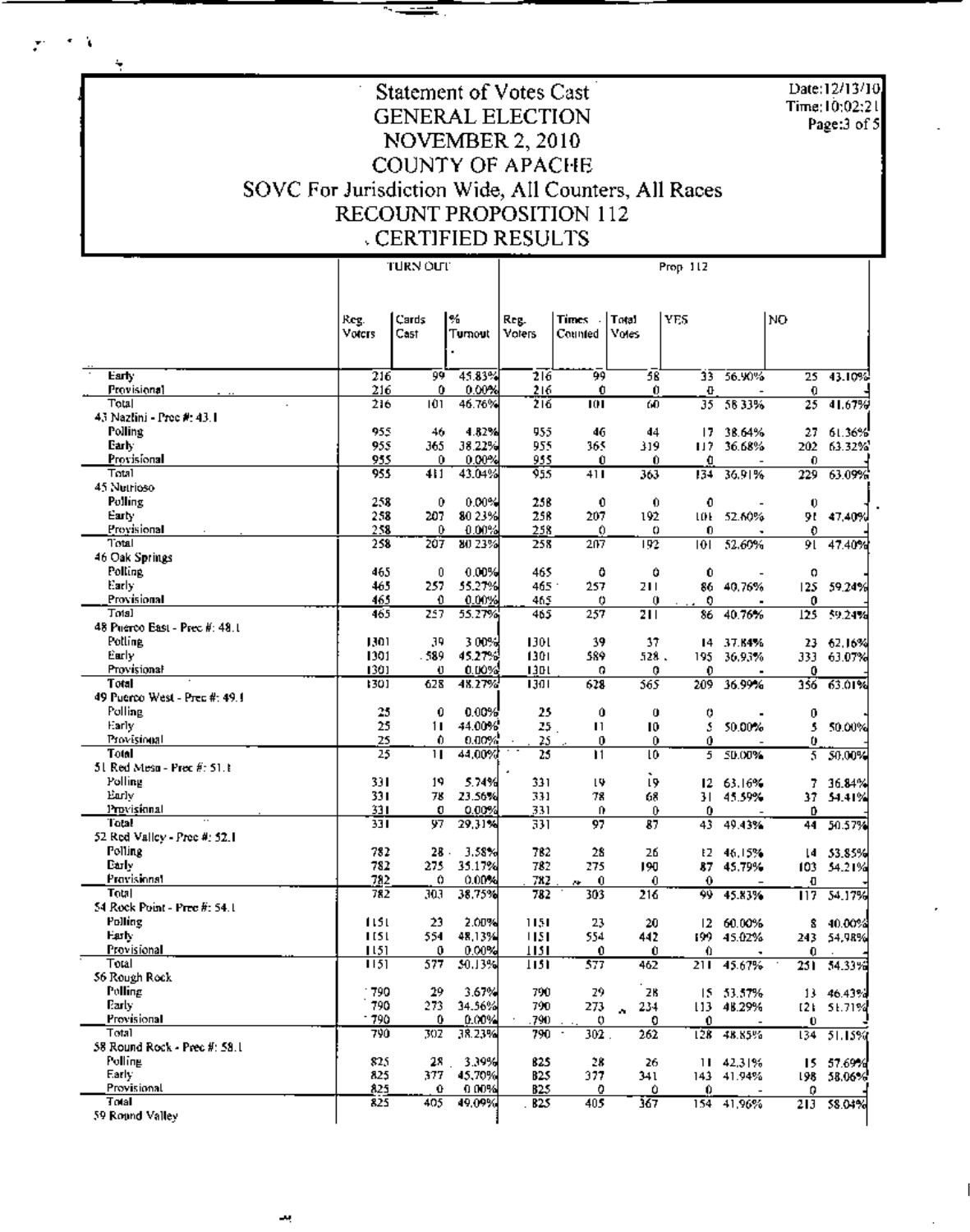# Statement of Votes Cast
# GENERAL ELECTION
# NOVEMBER 2, 2010
# COUNTY OF APACHE
## SOVC For Jurisdiction Wide, All Counters, All Races
## RECOUNT PROPOSITION 112
## CERTIFIED RESULTS

Date:12/13/10
Time:10:02:21
Page:3 of 5

| | TURN OUT | | | Prop 112 | | | | | | |
|---|---|---|---|---|---|---|---|---|---|---|
| | Reg. Voters | Cards Cast | % Turnout | Reg. Voters | Times Counted | Total Votes | YES | | NO | |
| Early | 216 | 99 | 45.83% | 216 | 99 | 58 | 33 | 56.90% | 25 | 43.10% |
| Provisional | 216 | 0 | 0.00% | 216 | 0 | 0 | 0 | - | 0 | |
| Total | 216 | 101 | 46.76% | 216 | 101 | 60 | 35 | 58.33% | 25 | 41.67% |
| 43 Nazlini - Prec #: 43.1 | | | | | | | | | | |
| Polling | 955 | 46 | 4.82% | 955 | 46 | 44 | 17 | 38.64% | 27 | 61.36% |
| Early | 955 | 365 | 38.22% | 955 | 365 | 319 | 117 | 36.68% | 202 | 63.32% |
| Provisional | 955 | 0 | 0.00% | 955 | 0 | 0 | 0 | - | 0 | |
| Total | 955 | 411 | 43.04% | 955 | 411 | 363 | 134 | 36.91% | 229 | 63.09% |
| 45 Nutrioso | | | | | | | | | | |
| Polling | 258 | 0 | 0.00% | 258 | 0 | 0 | 0 | - | 0 | |
| Early | 258 | 207 | 80.23% | 258 | 207 | 192 | 101 | 52.60% | 91 | 47.40% |
| Provisional | 258 | 0 | 0.00% | 258 | 0 | 0 | 0 | - | 0 | |
| Total | 258 | 207 | 80.23% | 258 | 207 | 192 | 101 | 52.60% | 91 | 47.40% |
| 46 Oak Springs | | | | | | | | | | |
| Polling | 465 | 0 | 0.00% | 465 | 0 | 0 | 0 | - | 0 | |
| Early | 465 | 257 | 55.27% | 465 | 257 | 211 | 86 | 40.76% | 125 | 59.24% |
| Provisional | 465 | 0 | 0.00% | 465 | 0 | 0 | 0 | - | 0 | |
| Total | 465 | 257 | 55.27% | 465 | 257 | 211 | 86 | 40.76% | 125 | 59.24% |
| 48 Puerco East - Prec #: 48.1 | | | | | | | | | | |
| Polling | 1301 | 39 | 3.00% | 1301 | 39 | 37 | 14 | 37.84% | 23 | 62.16% |
| Early | 1301 | 589 | 45.27% | 1301 | 589 | 528 | 195 | 36.93% | 333 | 63.07% |
| Provisional | 1301 | 0 | 0.00% | 1301 | 0 | 0 | 0 | - | 0 | |
| Total | 1301 | 628 | 48.27% | 1301 | 628 | 565 | 209 | 36.99% | 356 | 63.01% |
| 49 Puerco West - Prec #: 49.1 | | | | | | | | | | |
| Polling | 25 | 0 | 0.00% | 25 | 0 | 0 | 0 | - | 0 | |
| Early | 25 | 11 | 44.00% | 25 | 11 | 10 | 5 | 50.00% | 5 | 50.00% |
| Provisional | 25 | 0 | 0.00% | 25 | 0 | 0 | 0 | - | 0 | |
| Total | 25 | 11 | 44.00% | 25 | 11 | 10 | 5 | 50.00% | 5 | 50.00% |
| 51 Red Mesa - Prec #: 51.1 | | | | | | | | | | |
| Polling | 331 | 19 | 5.74% | 331 | 19 | 19 | 12 | 63.16% | 7 | 36.84% |
| Early | 331 | 78 | 23.56% | 331 | 78 | 68 | 31 | 45.59% | 37 | 54.41% |
| Provisional | 331 | 0 | 0.00% | 331 | 0 | 0 | 0 | - | 0 | |
| Total | 331 | 97 | 29.31% | 331 | 97 | 87 | 43 | 49.43% | 44 | 50.57% |
| 52 Red Valley - Prec #: 52.1 | | | | | | | | | | |
| Polling | 782 | 28 | 3.58% | 782 | 28 | 26 | 12 | 46.15% | 14 | 53.85% |
| Early | 782 | 275 | 35.17% | 782 | 275 | 190 | 87 | 45.79% | 103 | 54.21% |
| Provisional | 782 | 0 | 0.00% | 782 | 0 | 0 | 0 | - | 0 | |
| Total | 782 | 303 | 38.75% | 782 | 303 | 216 | 99 | 45.83% | 117 | 54.17% |
| 54 Rock Point - Prec #: 54.1 | | | | | | | | | | |
| Polling | 1151 | 23 | 2.00% | 1151 | 23 | 20 | 12 | 60.00% | 8 | 40.00% |
| Early | 1151 | 554 | 48.13% | 1151 | 554 | 442 | 199 | 45.02% | 243 | 54.98% |
| Provisional | 1151 | 0 | 0.00% | 1151 | 0 | 0 | 0 | - | 0 | |
| Total | 1151 | 577 | 50.13% | 1151 | 577 | 462 | 211 | 45.67% | 251 | 54.33% |
| 56 Rough Rock | | | | | | | | | | |
| Polling | 790 | 29 | 3.67% | 790 | 29 | 28 | 15 | 53.57% | 13 | 46.43% |
| Early | 790 | 273 | 34.56% | 790 | 273 | 234 | 113 | 48.29% | 121 | 51.71% |
| Provisional | 790 | 0 | 0.00% | 790 | 0 | 0 | 0 | - | 0 | |
| Total | 790 | 302 | 38.23% | 790 | 302 | 262 | 128 | 48.85% | 134 | 51.15% |
| 58 Round Rock - Prec #: 58.1 | | | | | | | | | | |
| Polling | 825 | 28 | 3.39% | 825 | 28 | 26 | 11 | 42.31% | 15 | 57.69% |
| Early | 825 | 377 | 45.70% | 825 | 377 | 341 | 143 | 41.94% | 198 | 58.06% |
| Provisional | 825 | 0 | 0.00% | 825 | 0 | 0 | 0 | - | 0 | |
| Total | 825 | 405 | 49.09% | 825 | 405 | 367 | 154 | 41.96% | 213 | 58.04% |
| 59 Round Valley | | | | | | | | | | |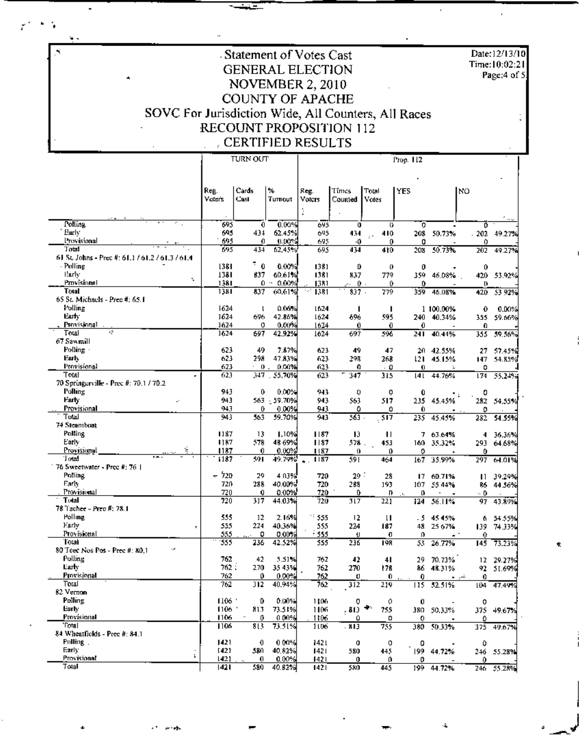# Statement of Votes Cast
## GENERAL ELECTION
## NOVEMBER 2, 2010
## COUNTY OF APACHE
## SOVC For Jurisdiction Wide, All Counters, All Races
## RECOUNT PROPOSITION 112
## CERTIFIED RESULTS

Date:12/13/10
Time:10:02:21

| | TURN OUT | | | Prop. 112 | | | | | | |
|---|---|---|---|---|---|---|---|---|---|---|
| | Reg. Voters | Cards Cast | % Turnout | Reg. Voters | Times Counted | Total Votes | YES | | NO | |
| Polling | 695 | 0 | 0.00% | 695 | 0 | 0 | 0 | - | 0 | - |
| Early | 695 | 434 | 62.45% | 695 | 434 | 410 | 208 | 50.73% | 202 | 49.27% |
| Provisional | 695 | 0 | 0.00% | 695 | 0 | 0 | 0 | - | 0 | - |
| Total | 695 | 434 | 62.45% | 695 | 434 | 410 | 208 | 50.73% | 202 | 49.27% |
| **61 St. Johns - Prec #: 61.1 / 61.2 / 61.3 / 61.4** | | | | | | | | | | |
| Polling | 1381 | 0 | 0.00% | 1381 | 0 | 0 | 0 | - | 0 | - |
| Early | 1381 | 837 | 60.61% | 1381 | 837 | 779 | 359 | 46.08% | 420 | 53.92% |
| Provisional | 1381 | 0 | 0.00% | 1381 | 0 | 0 | 0 | - | 0 | - |
| Total | 1381 | 837 | 60.61% | 1381 | 837 | 779 | 359 | 46.08% | 420 | 53.92% |
| **65 St. Michaels - Prec #: 65.1** | | | | | | | | | | |
| Polling | 1624 | 1 | 0.06% | 1624 | 1 | 1 | 1 | 100.00% | 0 | 0.00% |
| Early | 1624 | 696 | 42.86% | 1624 | 696 | 595 | 240 | 40.34% | 355 | 59.66% |
| Provisional | 1624 | 0 | 0.00% | 1624 | 0 | 0 | 0 | - | 0 | - |
| Total | 1624 | 697 | 42.92% | 1624 | 697 | 596 | 241 | 40.44% | 355 | 59.56% |
| **67 Sawmill** | | | | | | | | | | |
| Polling | 623 | 49 | 7.87% | 623 | 49 | 47 | 20 | 42.55% | 27 | 57.45% |
| Early | 623 | 298 | 47.83% | 623 | 298 | 268 | 121 | 45.15% | 147 | 54.85% |
| Provisional | 623 | 0 | 0.00% | 623 | 0 | 0 | 0 | - | 0 | - |
| Total | 623 | 347 | 55.70% | 623 | 347 | 315 | 141 | 44.76% | 174 | 55.24% |
| **70 Springerville - Prec #: 70.1 / 70.2** | | | | | | | | | | |
| Polling | 943 | 0 | 0.00% | 943 | 0 | 0 | 0 | - | 0 | - |
| Early | 943 | 563 | 59.70% | 943 | 563 | 517 | 235 | 45.45% | 282 | 54.55% |
| Provisional | 943 | 0 | 0.00% | 943 | 0 | 0 | 0 | - | 0 | - |
| Total | 943 | 563 | 59.70% | 943 | 563 | 517 | 235 | 45.45% | 282 | 54.55% |
| **74 Steamboat** | | | | | | | | | | |
| Polling | 1187 | 13 | 1.10% | 1187 | 13 | 11 | 7 | 63.64% | 4 | 36.36% |
| Early | 1187 | 578 | 48.69% | 1187 | 578 | 453 | 160 | 35.32% | 293 | 64.68% |
| Provisional | 1187 | 0 | 0.00% | 1187 | 0 | 0 | 0 | - | 0 | - |
| Total | 1187 | 591 | 49.79% | 1187 | 591 | 464 | 167 | 35.99% | 297 | 64.01% |
| **76 Sweetwater - Prec #: 76.1** | | | | | | | | | | |
| Polling | 720 | 29 | 4.03% | 720 | 29 | 28 | 17 | 60.71% | 11 | 39.29% |
| Early | 720 | 288 | 40.00% | 720 | 288 | 193 | 107 | 55.44% | 86 | 44.56% |
| Provisional | 720 | 0 | 0.00% | 720 | 0 | 0 | 0 | - | 0 | - |
| Total | 720 | 317 | 44.03% | 720 | 317 | 221 | 124 | 56.11% | 97 | 43.89% |
| **78 Tachee - Prec #: 78.1** | | | | | | | | | | |
| Polling | 555 | 12 | 2.16% | 555 | 12 | 11 | 5 | 45.45% | 6 | 54.55% |
| Early | 555 | 224 | 40.36% | 555 | 224 | 187 | 48 | 25.67% | 139 | 74.33% |
| Provisional | 555 | 0 | 0.00% | 555 | 0 | 0 | 0 | - | 0 | - |
| Total | 555 | 236 | 42.52% | 555 | 236 | 198 | 53 | 26.77% | 145 | 73.23% |
| **80 Teec Nos Pos - Prec #: 80.1** | | | | | | | | | | |
| Polling | 762 | 42 | 5.51% | 762 | 42 | 41 | 29 | 70.73% | 12 | 29.27% |
| Early | 762 | 270 | 35.43% | 762 | 270 | 178 | 86 | 48.31% | 92 | 51.69% |
| Provisional | 762 | 0 | 0.00% | 762 | 0 | 0 | 0 | - | 0 | - |
| Total | 762 | 312 | 40.94% | 762 | 312 | 219 | 115 | 52.51% | 104 | 47.49% |
| **82 Vernon** | | | | | | | | | | |
| Polling | 1106 | 0 | 0.00% | 1106 | 0 | 0 | 0 | - | 0 | - |
| Early | 1106 | 813 | 73.51% | 1106 | 813 | 755 | 380 | 50.33% | 375 | 49.67% |
| Provisional | 1106 | 0 | 0.00% | 1106 | 0 | 0 | 0 | - | 0 | - |
| Total | 1106 | 813 | 73.51% | 1106 | 813 | 755 | 380 | 50.33% | 375 | 49.67% |
| **84 Wheatfields - Prec #: 84.1** | | | | | | | | | | |
| Polling | 1421 | 0 | 0.00% | 1421 | 0 | 0 | 0 | - | 0 | - |
| Early | 1421 | 580 | 40.82% | 1421 | 580 | 445 | 199 | 44.72% | 246 | 55.28% |
| Provisional | 1421 | 0 | 0.00% | 1421 | 0 | 0 | 0 | - | 0 | - |
| Total | 1421 | 580 | 40.82% | 1421 | 580 | 445 | 199 | 44.72% | 246 | 55.28% |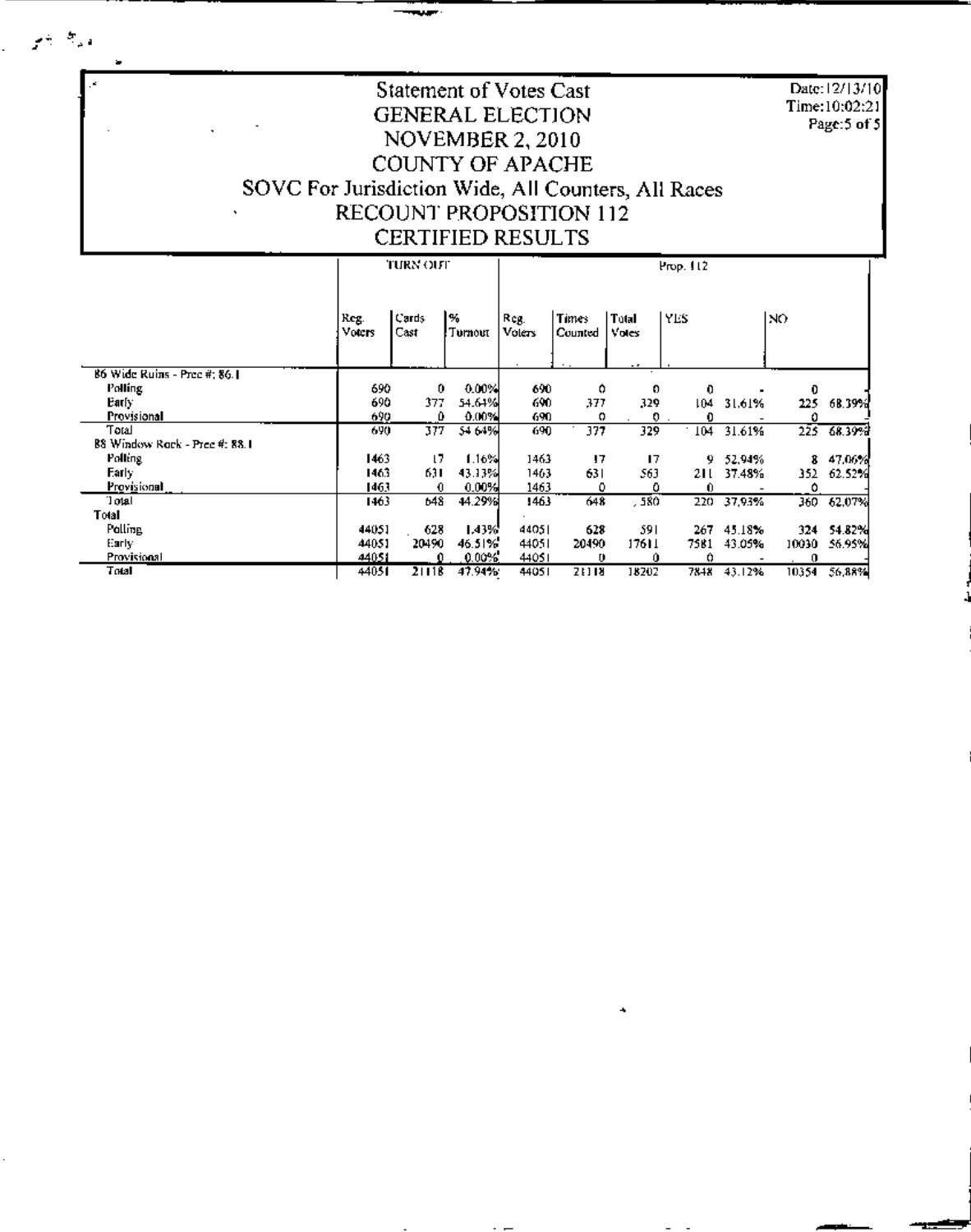# Statement of Votes Cast
## GENERAL ELECTION
## NOVEMBER 2, 2010
## COUNTY OF APACHE
## SOVC For Jurisdiction Wide, All Counters, All Races
## RECOUNT PROPOSITION 112
## CERTIFIED RESULTS

Date:12/13/10
Time:10:02:21

| | TURN OUT | | | Prop. 112 | | | | | | |
|---|---|---|---|---|---|---|---|---|---|---|
| | Reg. Voters | Cards Cast | % Turnout | Reg. Voters | Times Counted | Total Votes | YES | | NO | |
| 86 Wide Ruins - Prec #: 86.1 | | | | | | | | | | |
| Polling | 690 | 0 | 0.00% | 690 | 0 | 0 | 0 | - | 0 | - |
| Early | 690 | 377 | 54.64% | 690 | 377 | 329 | 104 | 31.61% | 225 | 68.39% |
| Provisional | 690 | 0 | 0.00% | 690 | 0 | 0 | 0 | - | 0 | - |
| Total | 690 | 377 | 54.64% | 690 | 377 | 329 | 104 | 31.61% | 225 | 68.39% |
| 88 Window Rock - Prec #: 88.1 | | | | | | | | | | |
| Polling | 1463 | 17 | 1.16% | 1463 | 17 | 17 | 9 | 52.94% | 8 | 47.06% |
| Early | 1463 | 631 | 43.13% | 1463 | 631 | 563 | 211 | 37.48% | 352 | 62.52% |
| Provisional | 1463 | 0 | 0.00% | 1463 | 0 | 0 | 0 | - | 0 | - |
| Total | 1463 | 648 | 44.29% | 1463 | 648 | 580 | 220 | 37.93% | 360 | 62.07% |
| Total | | | | | | | | | | |
| Polling | 44051 | 628 | 1.43% | 44051 | 628 | 591 | 267 | 45.18% | 324 | 54.82% |
| Early | 44051 | 20490 | 46.51% | 44051 | 20490 | 17611 | 7581 | 43.05% | 10030 | 56.95% |
| Provisional | 44051 | 0 | 0.00% | 44051 | 0 | 0 | 0 | - | 0 | - |
| Total | 44051 | 21118 | 47.94% | 44051 | 21118 | 18202 | 7848 | 43.12% | 10354 | 56.88% |